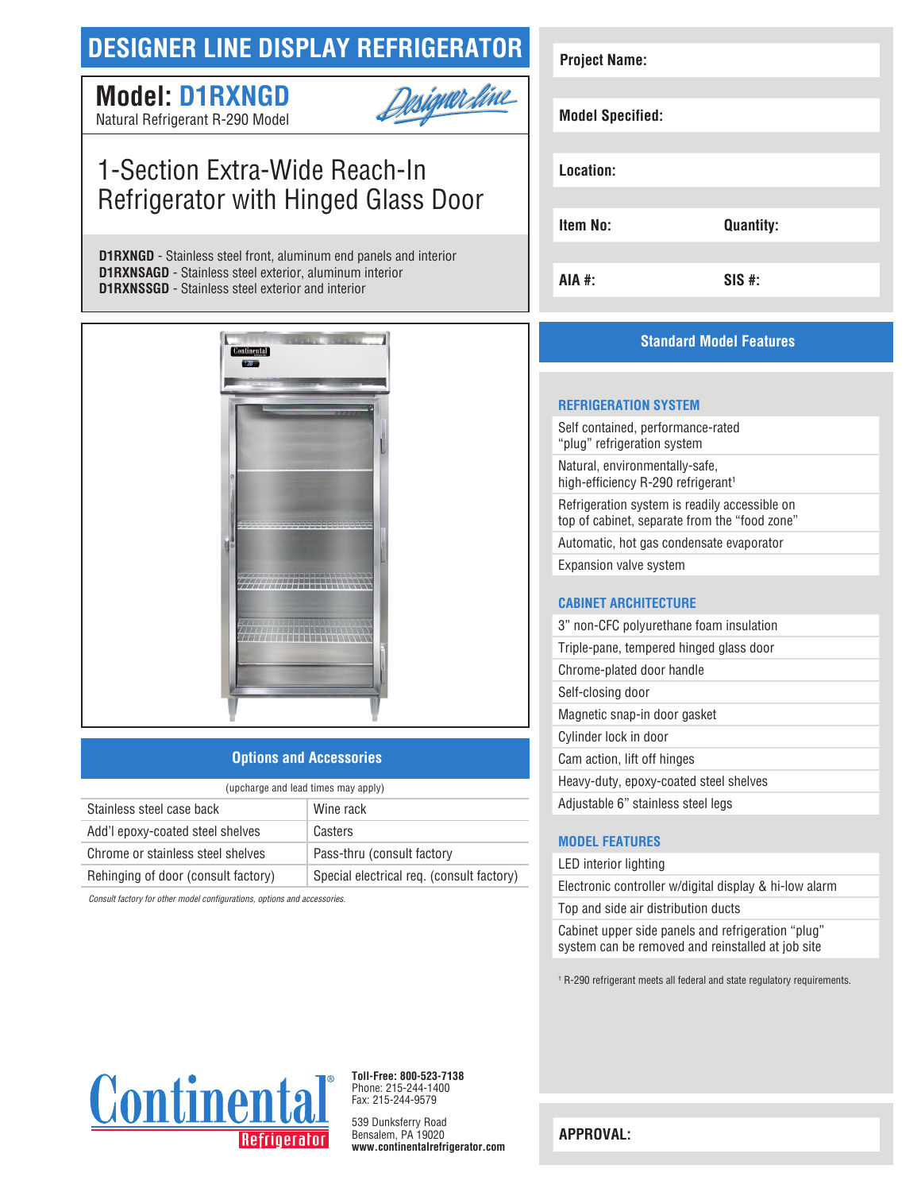# DESIGNER LINE DISPLAY REFRIGERATOR

## Model: D1RXNGD

Natural Refrigerant R-290 Model

Designer Line

## 1-Section Extra-Wide Reach-In Refrigerator with Hinged Glass Door

**D1RXNGD** - Stainless steel front, aluminum end panels and interior
**D1RXNSAGD** - Stainless steel exterior, aluminum interior
**D1RXNSSGD** - Stainless steel exterior and interior

| | |
|---|---|
| **Project Name:** | |
| **Model Specified:** | |
| **Location:** | |
| **Item No:** | **Quantity:** |
| **AIA #:** | **SIS #:** |

## Options and Accessories

(upcharge and lead times may apply)

| | |
|---|---|
| Stainless steel case back | Wine rack |
| Add'l epoxy-coated steel shelves | Casters |
| Chrome or stainless steel shelves | Pass-thru (consult factory |
| Rehinging of door (consult factory) | Special electrical req. (consult factory) |

*Consult factory for other model configurations, options and accessories.*

## Standard Model Features

### REFRIGERATION SYSTEM

- Self contained, performance-rated "plug" refrigeration system
- Natural, environmentally-safe, high-efficiency R-290 refrigerant[1]
- Refrigeration system is readily accessible on top of cabinet, separate from the "food zone"
- Automatic, hot gas condensate evaporator
- Expansion valve system

### CABINET ARCHITECTURE

- 3" non-CFC polyurethane foam insulation
- Triple-pane, tempered hinged glass door
- Chrome-plated door handle
- Self-closing door
- Magnetic snap-in door gasket
- Cylinder lock in door
- Cam action, lift off hinges
- Heavy-duty, epoxy-coated steel shelves
- Adjustable 6" stainless steel legs

### MODEL FEATURES

- LED interior lighting
- Electronic controller w/digital display & hi-low alarm
- Top and side air distribution ducts
- Cabinet upper side panels and refrigeration "plug" system can be removed and reinstalled at job site

[1] R-290 refrigerant meets all federal and state regulatory requirements.

**APPROVAL:**

Continental Refrigerator

**Toll-Free: 800-523-7138**
Phone: 215-244-1400
Fax: 215-244-9579

539 Dunksferry Road
Bensalem, PA 19020
**www.continentalrefrigerator.com**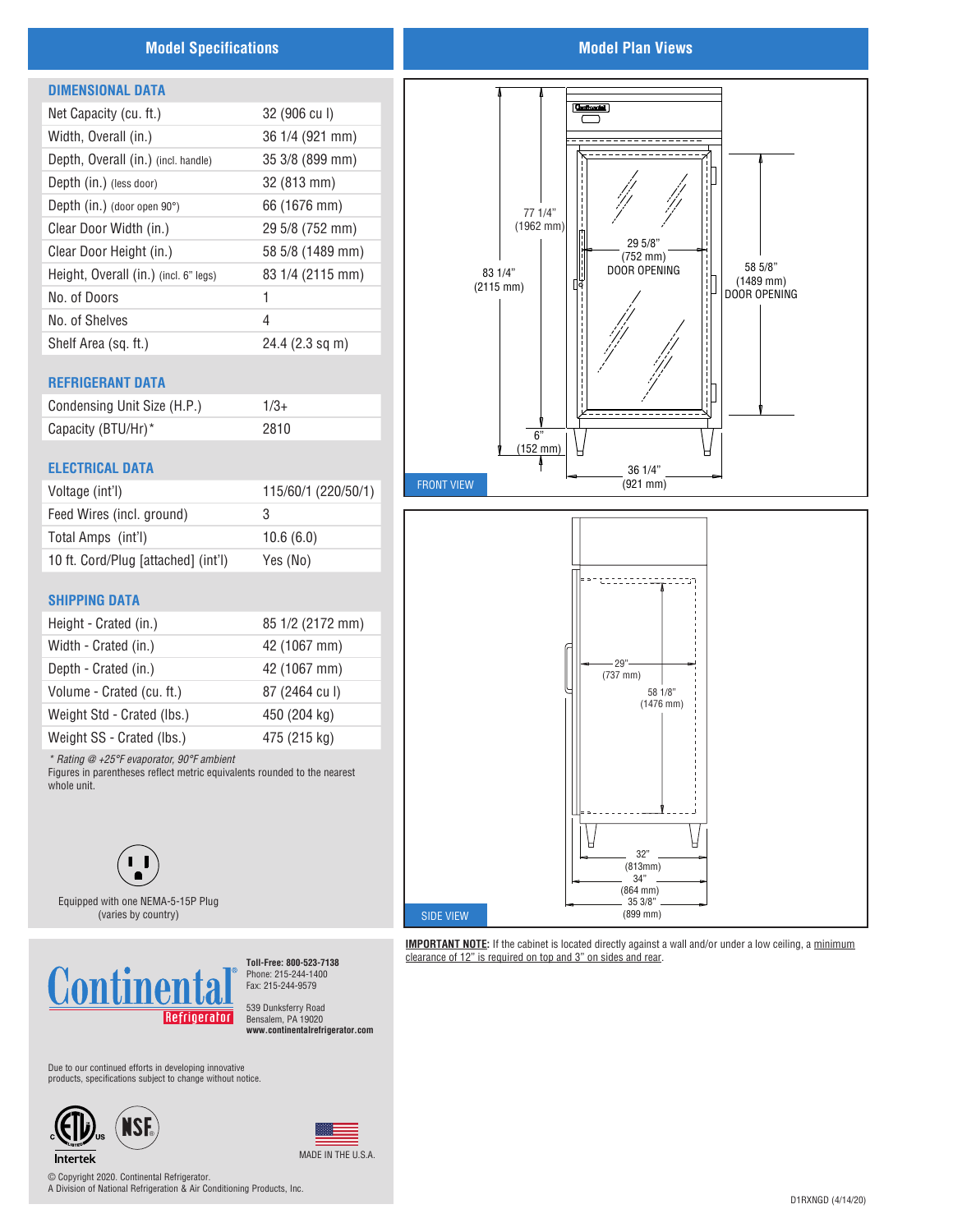## Model Specifications

### DIMENSIONAL DATA

| | |
|---|---|
| Net Capacity (cu. ft.) | 32 (906 cu l) |
| Width, Overall (in.) | 36 1/4 (921 mm) |
| Depth, Overall (in.) (incl. handle) | 35 3/8 (899 mm) |
| Depth (in.) (less door) | 32 (813 mm) |
| Depth (in.) (door open 90°) | 66 (1676 mm) |
| Clear Door Width (in.) | 29 5/8 (752 mm) |
| Clear Door Height (in.) | 58 5/8 (1489 mm) |
| Height, Overall (in.) (incl. 6" legs) | 83 1/4 (2115 mm) |
| No. of Doors | 1 |
| No. of Shelves | 4 |
| Shelf Area (sq. ft.) | 24.4 (2.3 sq m) |

### REFRIGERANT DATA

| | |
|---|---|
| Condensing Unit Size (H.P.) | 1/3+ |
| Capacity (BTU/Hr)* | 2810 |

### ELECTRICAL DATA

| | |
|---|---|
| Voltage (int'l) | 115/60/1 (220/50/1) |
| Feed Wires (incl. ground) | 3 |
| Total Amps (int'l) | 10.6 (6.0) |
| 10 ft. Cord/Plug [attached] (int'l) | Yes (No) |

### SHIPPING DATA

| | |
|---|---|
| Height - Crated (in.) | 85 1/2 (2172 mm) |
| Width - Crated (in.) | 42 (1067 mm) |
| Depth - Crated (in.) | 42 (1067 mm) |
| Volume - Crated (cu. ft.) | 87 (2464 cu l) |
| Weight Std - Crated (lbs.) | 450 (204 kg) |
| Weight SS - Crated (lbs.) | 475 (215 kg) |

*\* Rating @ +25°F evaporator, 90°F ambient*

Figures in parentheses reflect metric equivalents rounded to the nearest whole unit.

Equipped with one NEMA-5-15P Plug (varies by country)

**Continental Refrigerator**

**Toll-Free: 800-523-7138**
Phone: 215-244-1400
Fax: 215-244-9579

539 Dunksferry Road
Bensalem, PA 19020
**www.continentalrefrigerator.com**

Due to our continued efforts in developing innovative products, specifications subject to change without notice.

Intertek

MADE IN THE U.S.A.

© Copyright 2020. Continental Refrigerator.
A Division of National Refrigeration & Air Conditioning Products, Inc.

## Model Plan Views

FRONT VIEW

77 1/4" (1962 mm)
83 1/4" (2115 mm)
29 5/8" (752 mm) DOOR OPENING
58 5/8" (1489 mm) DOOR OPENING
6" (152 mm)
36 1/4" (921 mm)

SIDE VIEW

29" (737 mm)
58 1/8" (1476 mm)
32" (813mm)
34" (864 mm)
35 3/8" (899 mm)

**IMPORTANT NOTE:** If the cabinet is located directly against a wall and/or under a low ceiling, a minimum clearance of 12" is required on top and 3" on sides and rear.

D1RXNGD (4/14/20)